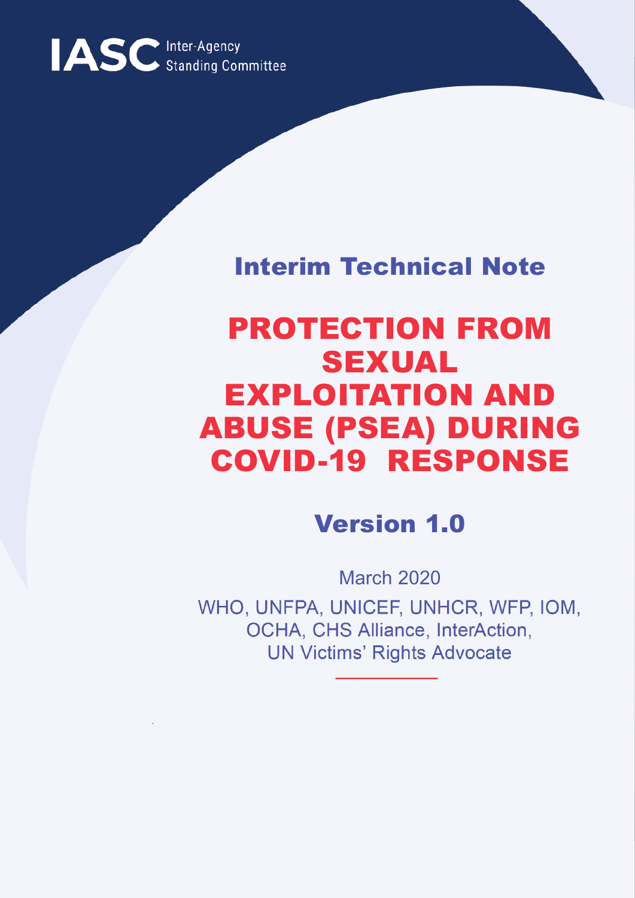IASC Inter-Agency Standing Committee

## Interim Technical Note

# PROTECTION FROM SEXUAL EXPLOITATION AND ABUSE (PSEA) DURING COVID-19 RESPONSE

## Version 1.0

March 2020

WHO, UNFPA, UNICEF, UNHCR, WFP, IOM, OCHA, CHS Alliance, InterAction, UN Victims' Rights Advocate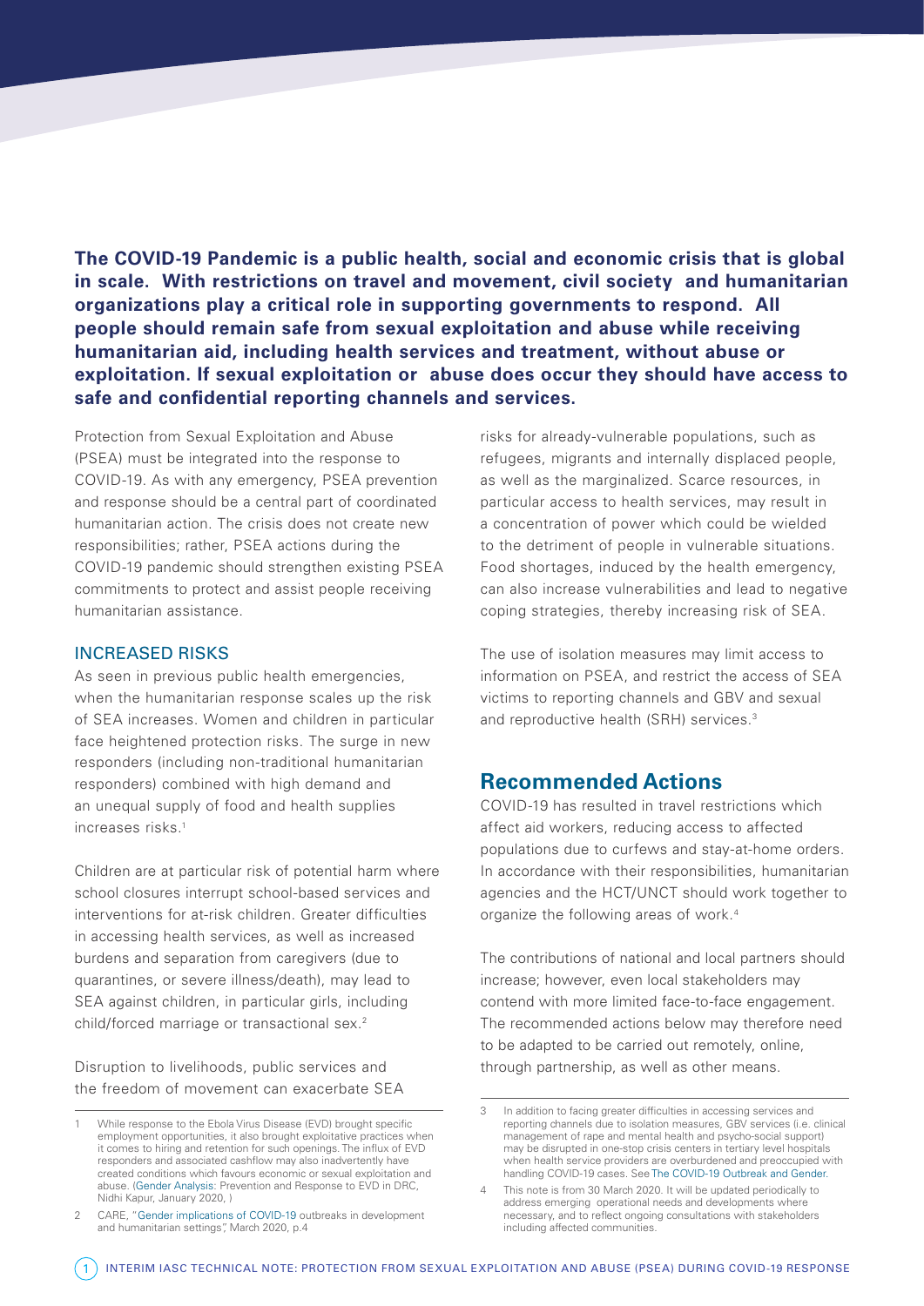**The COVID-19 Pandemic is a public health, social and economic crisis that is global in scale. With restrictions on travel and movement, civil society and humanitarian organizations play a critical role in supporting governments to respond. All people should remain safe from sexual exploitation and abuse while receiving humanitarian aid, including health services and treatment, without abuse or exploitation. If sexual exploitation or abuse does occur they should have access to safe and confidential reporting channels and services.**

Protection from Sexual Exploitation and Abuse (PSEA) must be integrated into the response to COVID-19. As with any emergency, PSEA prevention and response should be a central part of coordinated humanitarian action. The crisis does not create new responsibilities; rather, PSEA actions during the COVID-19 pandemic should strengthen existing PSEA commitments to protect and assist people receiving humanitarian assistance.

### INCREASED RISKS

As seen in previous public health emergencies, when the humanitarian response scales up the risk of SEA increases. Women and children in particular face heightened protection risks. The surge in new responders (including non-traditional humanitarian responders) combined with high demand and an unequal supply of food and health supplies increases risks.[1]

Children are at particular risk of potential harm where school closures interrupt school-based services and interventions for at-risk children. Greater difficulties in accessing health services, as well as increased burdens and separation from caregivers (due to quarantines, or severe illness/death), may lead to SEA against children, in particular girls, including child/forced marriage or transactional sex.[2]

Disruption to livelihoods, public services and the freedom of movement can exacerbate SEA risks for already-vulnerable populations, such as refugees, migrants and internally displaced people, as well as the marginalized. Scarce resources, in particular access to health services, may result in a concentration of power which could be wielded to the detriment of people in vulnerable situations. Food shortages, induced by the health emergency, can also increase vulnerabilities and lead to negative coping strategies, thereby increasing risk of SEA.

The use of isolation measures may limit access to information on PSEA, and restrict the access of SEA victims to reporting channels and GBV and sexual and reproductive health (SRH) services.[3]

## Recommended Actions

COVID-19 has resulted in travel restrictions which affect aid workers, reducing access to affected populations due to curfews and stay-at-home orders. In accordance with their responsibilities, humanitarian agencies and the HCT/UNCT should work together to organize the following areas of work.[4]

The contributions of national and local partners should increase; however, even local stakeholders may contend with more limited face-to-face engagement. The recommended actions below may therefore need to be adapted to be carried out remotely, online, through partnership, as well as other means.

---

1 While response to the Ebola Virus Disease (EVD) brought specific employment opportunities, it also brought exploitative practices when it comes to hiring and retention for such openings. The influx of EVD responders and associated cashflow may also inadvertently have created conditions which favours economic or sexual exploitation and abuse. (Gender Analysis: Prevention and Response to EVD in DRC, Nidhi Kapur, January 2020, )

2 CARE, "Gender implications of COVID-19 outbreaks in development and humanitarian settings", March 2020, p.4

3 In addition to facing greater difficulties in accessing services and reporting channels due to isolation measures, GBV services (i.e. clinical management of rape and mental health and psycho-social support) may be disrupted in one-stop crisis centers in tertiary level hospitals when health service providers are overburdened and preoccupied with handling COVID-19 cases. See The COVID-19 Outbreak and Gender.

4 This note is from 30 March 2020. It will be updated periodically to address emerging operational needs and developments where necessary, and to reflect ongoing consultations with stakeholders including affected communities.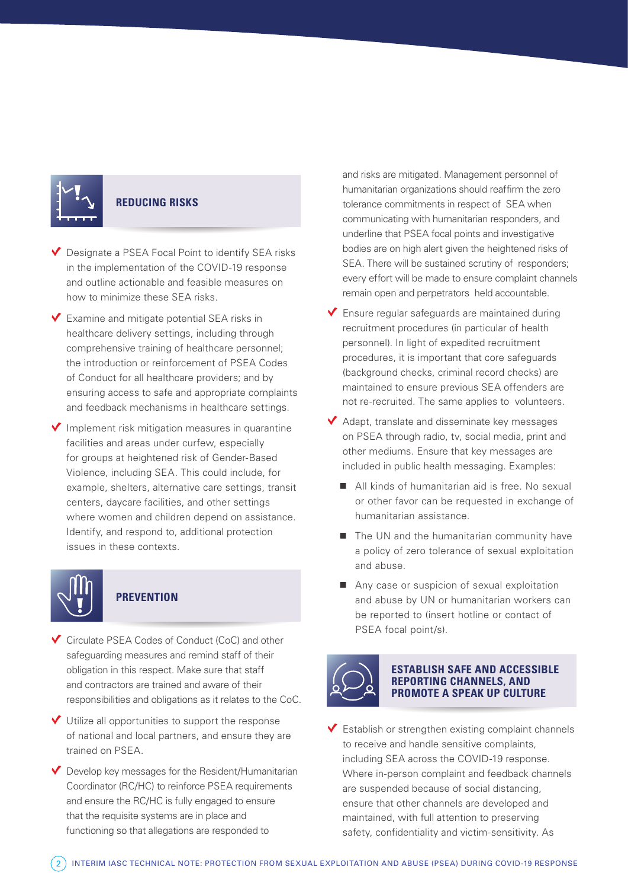## REDUCING RISKS

- Designate a PSEA Focal Point to identify SEA risks in the implementation of the COVID-19 response and outline actionable and feasible measures on how to minimize these SEA risks.
- Examine and mitigate potential SEA risks in healthcare delivery settings, including through comprehensive training of healthcare personnel; the introduction or reinforcement of PSEA Codes of Conduct for all healthcare providers; and by ensuring access to safe and appropriate complaints and feedback mechanisms in healthcare settings.
- Implement risk mitigation measures in quarantine facilities and areas under curfew, especially for groups at heightened risk of Gender-Based Violence, including SEA. This could include, for example, shelters, alternative care settings, transit centers, daycare facilities, and other settings where women and children depend on assistance. Identify, and respond to, additional protection issues in these contexts.

## PREVENTION

- Circulate PSEA Codes of Conduct (CoC) and other safeguarding measures and remind staff of their obligation in this respect. Make sure that staff and contractors are trained and aware of their responsibilities and obligations as it relates to the CoC.
- Utilize all opportunities to support the response of national and local partners, and ensure they are trained on PSEA.
- Develop key messages for the Resident/Humanitarian Coordinator (RC/HC) to reinforce PSEA requirements and ensure the RC/HC is fully engaged to ensure that the requisite systems are in place and functioning so that allegations are responded to and risks are mitigated. Management personnel of humanitarian organizations should reaffirm the zero tolerance commitments in respect of SEA when communicating with humanitarian responders, and underline that PSEA focal points and investigative bodies are on high alert given the heightened risks of SEA. There will be sustained scrutiny of responders; every effort will be made to ensure complaint channels remain open and perpetrators held accountable.
- Ensure regular safeguards are maintained during recruitment procedures (in particular of health personnel). In light of expedited recruitment procedures, it is important that core safeguards (background checks, criminal record checks) are maintained to ensure previous SEA offenders are not re-recruited. The same applies to volunteers.
- Adapt, translate and disseminate key messages on PSEA through radio, tv, social media, print and other mediums. Ensure that key messages are included in public health messaging. Examples:
  - All kinds of humanitarian aid is free. No sexual or other favor can be requested in exchange of humanitarian assistance.
  - The UN and the humanitarian community have a policy of zero tolerance of sexual exploitation and abuse.
  - Any case or suspicion of sexual exploitation and abuse by UN or humanitarian workers can be reported to (insert hotline or contact of PSEA focal point/s).

## ESTABLISH SAFE AND ACCESSIBLE REPORTING CHANNELS, AND PROMOTE A SPEAK UP CULTURE

- Establish or strengthen existing complaint channels to receive and handle sensitive complaints, including SEA across the COVID-19 response. Where in-person complaint and feedback channels are suspended because of social distancing, ensure that other channels are developed and maintained, with full attention to preserving safety, confidentiality and victim-sensitivity. As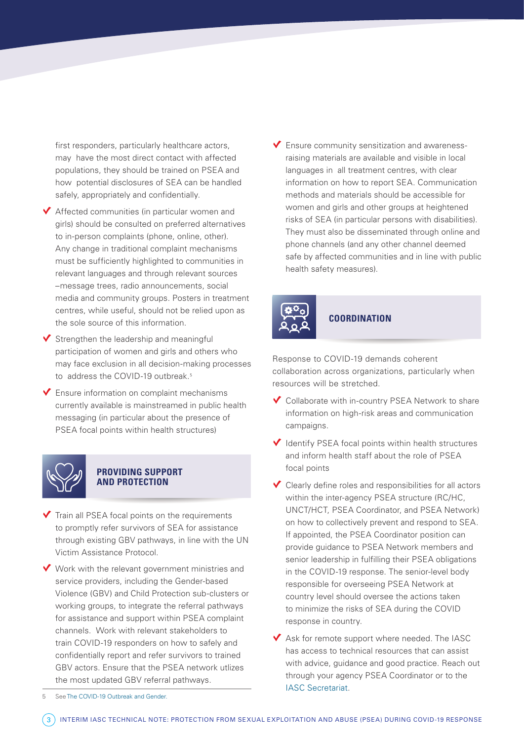first responders, particularly healthcare actors, may have the most direct contact with affected populations, they should be trained on PSEA and how potential disclosures of SEA can be handled safely, appropriately and confidentially.

- Affected communities (in particular women and girls) should be consulted on preferred alternatives to in-person complaints (phone, online, other). Any change in traditional complaint mechanisms must be sufficiently highlighted to communities in relevant languages and through relevant sources –message trees, radio announcements, social media and community groups. Posters in treatment centres, while useful, should not be relied upon as the sole source of this information.
- Strengthen the leadership and meaningful participation of women and girls and others who may face exclusion in all decision-making processes to address the COVID-19 outbreak.[5]
- Ensure information on complaint mechanisms currently available is mainstreamed in public health messaging (in particular about the presence of PSEA focal points within health structures)

## PROVIDING SUPPORT AND PROTECTION

- Train all PSEA focal points on the requirements to promptly refer survivors of SEA for assistance through existing GBV pathways, in line with the UN Victim Assistance Protocol.
- Work with the relevant government ministries and service providers, including the Gender-based Violence (GBV) and Child Protection sub-clusters or working groups, to integrate the referral pathways for assistance and support within PSEA complaint channels. Work with relevant stakeholders to train COVID-19 responders on how to safely and confidentially report and refer survivors to trained GBV actors. Ensure that the PSEA network utlizes the most updated GBV referral pathways.
- Ensure community sensitization and awareness-raising materials are available and visible in local languages in all treatment centres, with clear information on how to report SEA. Communication methods and materials should be accessible for women and girls and other groups at heightened risks of SEA (in particular persons with disabilities). They must also be disseminated through online and phone channels (and any other channel deemed safe by affected communities and in line with public health safety measures).

## COORDINATION

Response to COVID-19 demands coherent collaboration across organizations, particularly when resources will be stretched.

- Collaborate with in-country PSEA Network to share information on high-risk areas and communication campaigns.
- Identify PSEA focal points within health structures and inform health staff about the role of PSEA focal points
- Clearly define roles and responsibilities for all actors within the inter-agency PSEA structure (RC/HC, UNCT/HCT, PSEA Coordinator, and PSEA Network) on how to collectively prevent and respond to SEA. If appointed, the PSEA Coordinator position can provide guidance to PSEA Network members and senior leadership in fulfilling their PSEA obligations in the COVID-19 response. The senior-level body responsible for overseeing PSEA Network at country level should oversee the actions taken to minimize the risks of SEA during the COVID response in country.
- Ask for remote support where needed. The IASC has access to technical resources that can assist with advice, guidance and good practice. Reach out through your agency PSEA Coordinator or to the IASC Secretariat.

---

5 See The COVID-19 Outbreak and Gender.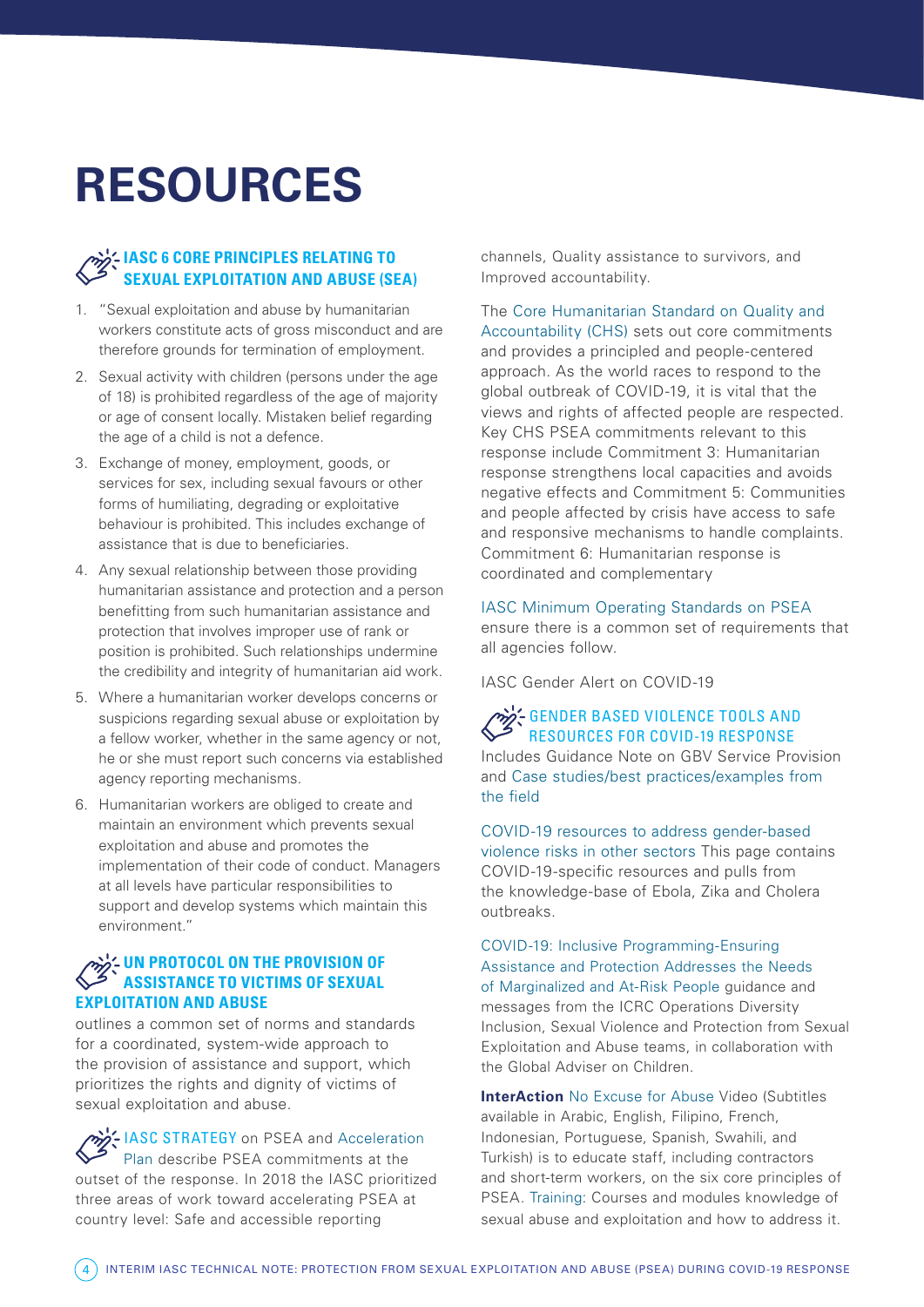# RESOURCES

### IASC 6 CORE PRINCIPLES RELATING TO SEXUAL EXPLOITATION AND ABUSE (SEA)

1. "Sexual exploitation and abuse by humanitarian workers constitute acts of gross misconduct and are therefore grounds for termination of employment.
2. Sexual activity with children (persons under the age of 18) is prohibited regardless of the age of majority or age of consent locally. Mistaken belief regarding the age of a child is not a defence.
3. Exchange of money, employment, goods, or services for sex, including sexual favours or other forms of humiliating, degrading or exploitative behaviour is prohibited. This includes exchange of assistance that is due to beneficiaries.
4. Any sexual relationship between those providing humanitarian assistance and protection and a person benefitting from such humanitarian assistance and protection that involves improper use of rank or position is prohibited. Such relationships undermine the credibility and integrity of humanitarian aid work.
5. Where a humanitarian worker develops concerns or suspicions regarding sexual abuse or exploitation by a fellow worker, whether in the same agency or not, he or she must report such concerns via established agency reporting mechanisms.
6. Humanitarian workers are obliged to create and maintain an environment which prevents sexual exploitation and abuse and promotes the implementation of their code of conduct. Managers at all levels have particular responsibilities to support and develop systems which maintain this environment."

### UN PROTOCOL ON THE PROVISION OF ASSISTANCE TO VICTIMS OF SEXUAL EXPLOITATION AND ABUSE

outlines a common set of norms and standards for a coordinated, system-wide approach to the provision of assistance and support, which prioritizes the rights and dignity of victims of sexual exploitation and abuse.

IASC STRATEGY on PSEA and Acceleration Plan describe PSEA commitments at the outset of the response. In 2018 the IASC prioritized three areas of work toward accelerating PSEA at country level: Safe and accessible reporting channels, Quality assistance to survivors, and Improved accountability.

The Core Humanitarian Standard on Quality and Accountability (CHS) sets out core commitments and provides a principled and people-centered approach. As the world races to respond to the global outbreak of COVID-19, it is vital that the views and rights of affected people are respected. Key CHS PSEA commitments relevant to this response include Commitment 3: Humanitarian response strengthens local capacities and avoids negative effects and Commitment 5: Communities and people affected by crisis have access to safe and responsive mechanisms to handle complaints. Commitment 6: Humanitarian response is coordinated and complementary

IASC Minimum Operating Standards on PSEA ensure there is a common set of requirements that all agencies follow.

IASC Gender Alert on COVID-19

### GENDER BASED VIOLENCE TOOLS AND RESOURCES FOR COVID-19 RESPONSE

Includes Guidance Note on GBV Service Provision and Case studies/best practices/examples from the field

COVID-19 resources to address gender-based violence risks in other sectors This page contains COVID-19-specific resources and pulls from the knowledge-base of Ebola, Zika and Cholera outbreaks.

COVID-19: Inclusive Programming-Ensuring Assistance and Protection Addresses the Needs of Marginalized and At-Risk People guidance and messages from the ICRC Operations Diversity Inclusion, Sexual Violence and Protection from Sexual Exploitation and Abuse teams, in collaboration with the Global Adviser on Children.

**InterAction** No Excuse for Abuse Video (Subtitles available in Arabic, English, Filipino, French, Indonesian, Portuguese, Spanish, Swahili, and Turkish) is to educate staff, including contractors and short-term workers, on the six core principles of PSEA. Training: Courses and modules knowledge of sexual abuse and exploitation and how to address it.